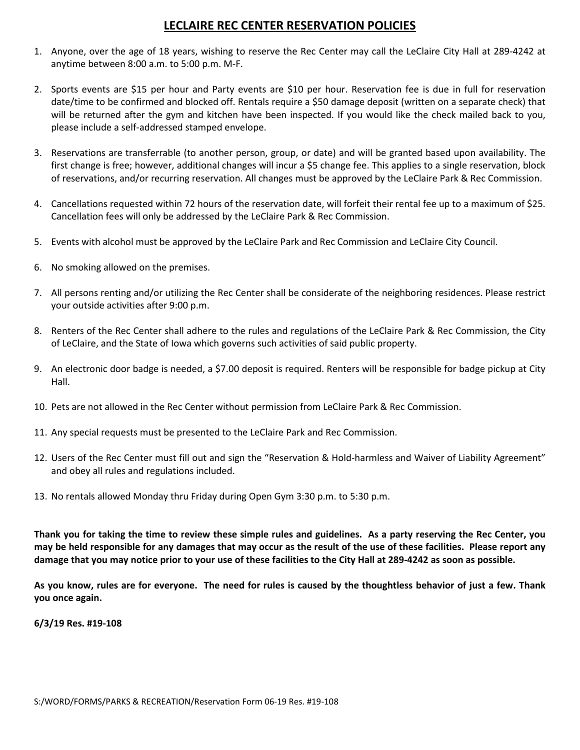# LECLAIRE REC CENTER RESERVATION POLICIES

1. Anyone, over the age of 18 years, wishing to reserve the Rec Center may call the LeClaire City Hall at 289-4242 at anytime between 8:00 a.m. to 5:00 p.m. M-F.

2. Sports events are $15 per hour and Party events are $10 per hour. Reservation fee is due in full for reservation date/time to be confirmed and blocked off. Rentals require a $50 damage deposit (written on a separate check) that will be returned after the gym and kitchen have been inspected. If you would like the check mailed back to you, please include a self-addressed stamped envelope.

3. Reservations are transferrable (to another person, group, or date) and will be granted based upon availability. The first change is free; however, additional changes will incur a $5 change fee. This applies to a single reservation, block of reservations, and/or recurring reservation. All changes must be approved by the LeClaire Park & Rec Commission.

4. Cancellations requested within 72 hours of the reservation date, will forfeit their rental fee up to a maximum of $25. Cancellation fees will only be addressed by the LeClaire Park & Rec Commission.

5. Events with alcohol must be approved by the LeClaire Park and Rec Commission and LeClaire City Council.

6. No smoking allowed on the premises.

7. All persons renting and/or utilizing the Rec Center shall be considerate of the neighboring residences. Please restrict your outside activities after 9:00 p.m.

8. Renters of the Rec Center shall adhere to the rules and regulations of the LeClaire Park & Rec Commission, the City of LeClaire, and the State of Iowa which governs such activities of said public property.

9. An electronic door badge is needed, a $7.00 deposit is required. Renters will be responsible for badge pickup at City Hall.

10. Pets are not allowed in the Rec Center without permission from LeClaire Park & Rec Commission.

11. Any special requests must be presented to the LeClaire Park and Rec Commission.

12. Users of the Rec Center must fill out and sign the "Reservation & Hold-harmless and Waiver of Liability Agreement" and obey all rules and regulations included.

13. No rentals allowed Monday thru Friday during Open Gym 3:30 p.m. to 5:30 p.m.

**Thank you for taking the time to review these simple rules and guidelines. As a party reserving the Rec Center, you may be held responsible for any damages that may occur as the result of the use of these facilities. Please report any damage that you may notice prior to your use of these facilities to the City Hall at 289-4242 as soon as possible.**

**As you know, rules are for everyone. The need for rules is caused by the thoughtless behavior of just a few. Thank you once again.**

**6/3/19 Res. #19-108**

S:/WORD/FORMS/PARKS & RECREATION/Reservation Form 06-19 Res. #19-108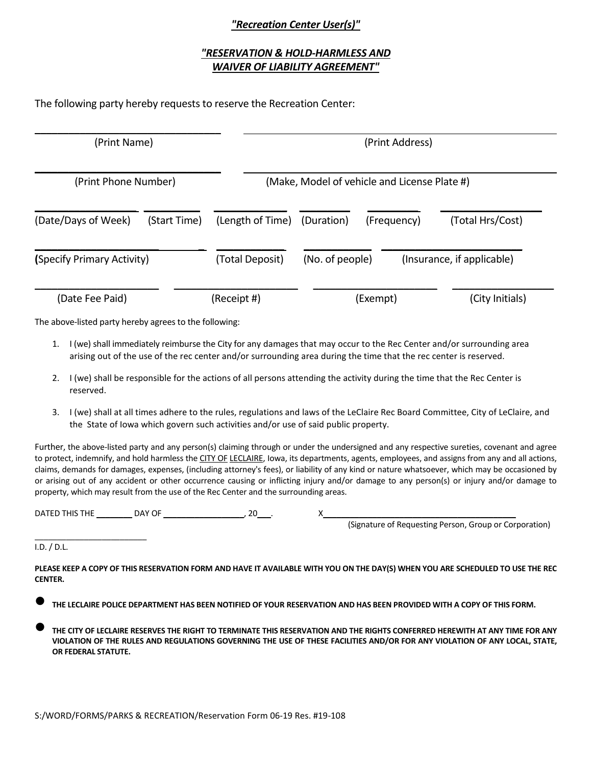***"Recreation Center User(s)"***

***"RESERVATION & HOLD-HARMLESS AND WAIVER OF LIABILITY AGREEMENT"***

The following party hereby requests to reserve the Recreation Center:

| | |
|---|---|
| \_\_\_\_\_\_\_\_\_\_\_\_\_\_\_\_\_\_\_\_ (Print Name) | \_\_\_\_\_\_\_\_\_\_\_\_\_\_\_\_\_\_\_\_ (Print Address) |
| \_\_\_\_\_\_\_\_\_\_\_\_\_\_\_\_\_\_\_\_ (Print Phone Number) | \_\_\_\_\_\_\_\_\_\_\_\_\_\_\_\_\_\_\_\_ (Make, Model of vehicle and License Plate #) |

| | | | | | |
|---|---|---|---|---|---|
| (Date/Days of Week) | (Start Time) | (Length of Time) | (Duration) | (Frequency) | (Total Hrs/Cost) |

| | | | |
|---|---|---|---|
| (Specify Primary Activity) | (Total Deposit) | (No. of people) | (Insurance, if applicable) |

| | | | |
|---|---|---|---|
| (Date Fee Paid) | (Receipt #) | (Exempt) | (City Initials) |

The above-listed party hereby agrees to the following:

1. I (we) shall immediately reimburse the City for any damages that may occur to the Rec Center and/or surrounding area arising out of the use of the rec center and/or surrounding area during the time that the rec center is reserved.
2. I (we) shall be responsible for the actions of all persons attending the activity during the time that the Rec Center is reserved.
3. I (we) shall at all times adhere to the rules, regulations and laws of the LeClaire Rec Board Committee, City of LeClaire, and the State of Iowa which govern such activities and/or use of said public property.

Further, the above-listed party and any person(s) claiming through or under the undersigned and any respective sureties, covenant and agree to protect, indemnify, and hold harmless the CITY OF LECLAIRE, Iowa, its departments, agents, employees, and assigns from any and all actions, claims, demands for damages, expenses, (including attorney's fees), or liability of any kind or nature whatsoever, which may be occasioned by or arising out of any accident or other occurrence causing or inflicting injury and/or damage to any person(s) or injury and/or damage to property, which may result from the use of the Rec Center and the surrounding areas.

DATED THIS THE \_\_\_\_\_\_\_\_ DAY OF \_\_\_\_\_\_\_\_\_\_\_\_\_\_\_\_\_\_, 20\_\_\_.     X\_\_\_\_\_\_\_\_\_\_\_\_\_\_\_\_\_\_\_\_\_\_\_\_\_\_\_\_\_\_\_\_\_\_\_\_\_\_\_\_

(Signature of Requesting Person, Group or Corporation)

\_\_\_\_\_\_\_\_\_\_\_\_\_\_\_\_\_\_\_\_\_\_\_\_\_

I.D. / D.L.

**PLEASE KEEP A COPY OF THIS RESERVATION FORM AND HAVE IT AVAILABLE WITH YOU ON THE DAY(S) WHEN YOU ARE SCHEDULED TO USE THE REC CENTER.**

- **THE LECLAIRE POLICE DEPARTMENT HAS BEEN NOTIFIED OF YOUR RESERVATION AND HAS BEEN PROVIDED WITH A COPY OF THIS FORM.**
- **THE CITY OF LECLAIRE RESERVES THE RIGHT TO TERMINATE THIS RESERVATION AND THE RIGHTS CONFERRED HEREWITH AT ANY TIME FOR ANY VIOLATION OF THE RULES AND REGULATIONS GOVERNING THE USE OF THESE FACILITIES AND/OR FOR ANY VIOLATION OF ANY LOCAL, STATE, OR FEDERAL STATUTE.**

S:/WORD/FORMS/PARKS & RECREATION/Reservation Form 06-19 Res. #19-108